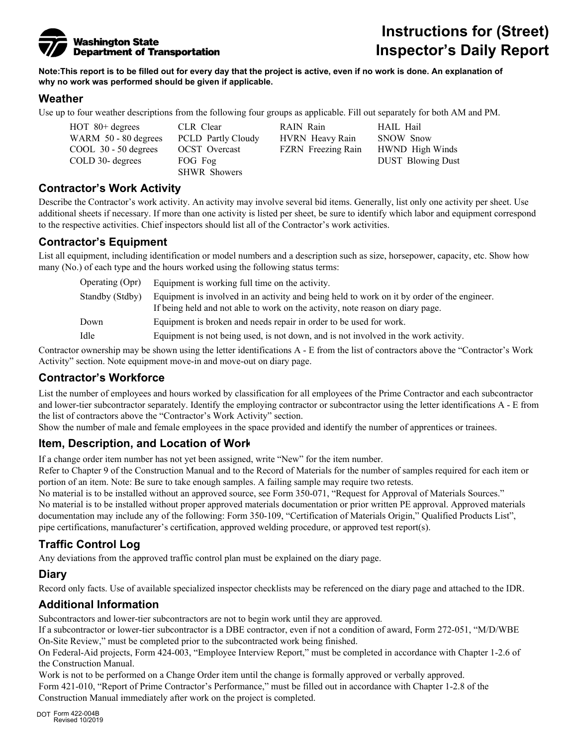**Washington State Department of Transportation**

# Instructions for (Street) Inspector's Daily Report

**Note:This report is to be filled out for every day that the project is active, even if no work is done. An explanation of why no work was performed should be given if applicable.**

## Weather

Use up to four weather descriptions from the following four groups as applicable. Fill out separately for both AM and PM.

| | | | |
|---|---|---|---|
| HOT 80+ degrees | CLR Clear | RAIN Rain | HAIL Hail |
| WARM 50 - 80 degrees | PCLD Partly Cloudy | HVRN Heavy Rain | SNOW Snow |
| COOL 30 - 50 degrees | OCST Overcast | FZRN Freezing Rain | HWND High Winds |
| COLD 30- degrees | FOG Fog | | DUST Blowing Dust |
| | SHWR Showers | | |

## Contractor's Work Activity

Describe the Contractor's work activity. An activity may involve several bid items. Generally, list only one activity per sheet. Use additional sheets if necessary. If more than one activity is listed per sheet, be sure to identify which labor and equipment correspond to the respective activities. Chief inspectors should list all of the Contractor's work activities.

## Contractor's Equipment

List all equipment, including identification or model numbers and a description such as size, horsepower, capacity, etc. Show how many (No.) of each type and the hours worked using the following status terms:

| | |
|---|---|
| Operating (Opr) | Equipment is working full time on the activity. |
| Standby (Stdby) | Equipment is involved in an activity and being held to work on it by order of the engineer. If being held and not able to work on the activity, note reason on diary page. |
| Down | Equipment is broken and needs repair in order to be used for work. |
| Idle | Equipment is not being used, is not down, and is not involved in the work activity. |

Contractor ownership may be shown using the letter identifications A - E from the list of contractors above the "Contractor's Work Activity" section. Note equipment move-in and move-out on diary page.

## Contractor's Workforce

List the number of employees and hours worked by classification for all employees of the Prime Contractor and each subcontractor and lower-tier subcontractor separately. Identify the employing contractor or subcontractor using the letter identifications A - E from the list of contractors above the "Contractor's Work Activity" section.

Show the number of male and female employees in the space provided and identify the number of apprentices or trainees.

## Item, Description, and Location of Work

If a change order item number has not yet been assigned, write "New" for the item number.

Refer to Chapter 9 of the Construction Manual and to the Record of Materials for the number of samples required for each item or portion of an item. Note: Be sure to take enough samples. A failing sample may require two retests.

No material is to be installed without an approved source, see Form 350-071, "Request for Approval of Materials Sources."

No material is to be installed without proper approved materials documentation or prior written PE approval. Approved materials documentation may include any of the following: Form 350-109, "Certification of Materials Origin," Qualified Products List", pipe certifications, manufacturer's certification, approved welding procedure, or approved test report(s).

## Traffic Control Log

Any deviations from the approved traffic control plan must be explained on the diary page.

## Diary

Record only facts. Use of available specialized inspector checklists may be referenced on the diary page and attached to the IDR.

## Additional Information

Subcontractors and lower-tier subcontractors are not to begin work until they are approved.

If a subcontractor or lower-tier subcontractor is a DBE contractor, even if not a condition of award, Form 272-051, "M/D/WBE On-Site Review," must be completed prior to the subcontracted work being finished.

On Federal-Aid projects, Form 424-003, "Employee Interview Report," must be completed in accordance with Chapter 1-2.6 of the Construction Manual.

Work is not to be performed on a Change Order item until the change is formally approved or verbally approved.

Form 421-010, "Report of Prime Contractor's Performance," must be filled out in accordance with Chapter 1-2.8 of the Construction Manual immediately after work on the project is completed.

DOT Form 422-004B
Revised 10/2019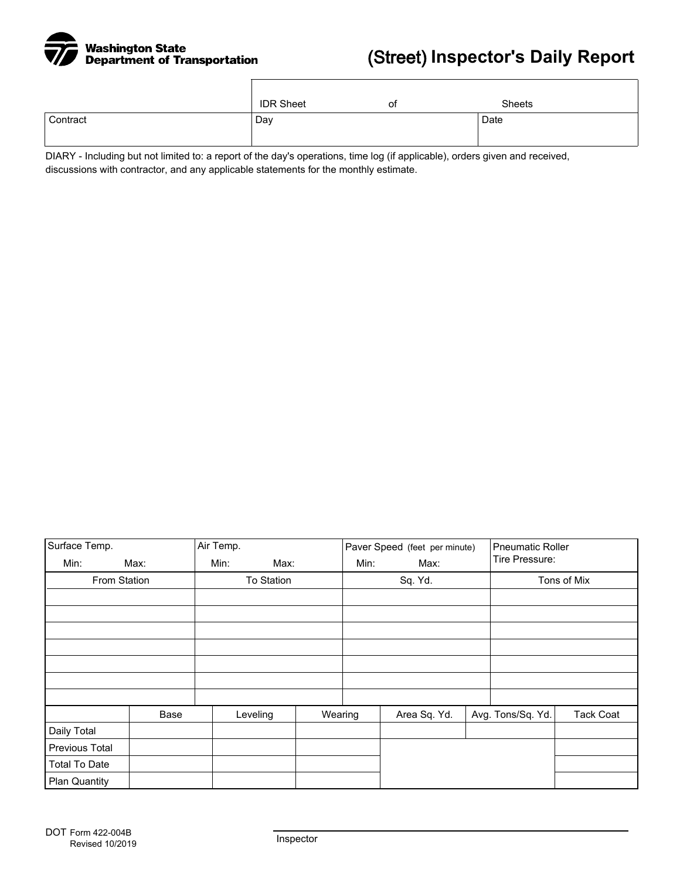**Washington State Department of Transportation**

# (Street) Inspector's Daily Report

| | | | |
|---|---|---|---|
| | IDR Sheet | of | Sheets |
| Contract | Day | | Date |

DIARY - Including but not limited to: a report of the day's operations, time log (if applicable), orders given and received, discussions with contractor, and any applicable statements for the monthly estimate.

| Surface Temp. Min: Max: | Air Temp. Min: Max: | Paver Speed (feet per minute) Min: Max: | Pneumatic Roller Tire Pressure: |
|---|---|---|---|
| From Station | To Station | Sq. Yd. | Tons of Mix |
| | | | |
| | | | |
| | | | |
| | | | |
| | | | |
| | | | |
| | | | |

| | Base | Leveling | Wearing | Area Sq. Yd. | Avg. Tons/Sq. Yd. | Tack Coat |
|---|---|---|---|---|---|---|
| Daily Total | | | | | | |
| Previous Total | | | | | | |
| Total To Date | | | | | | |
| Plan Quantity | | | | | | |

DOT Form 422-004B
Revised 10/2019

Inspector